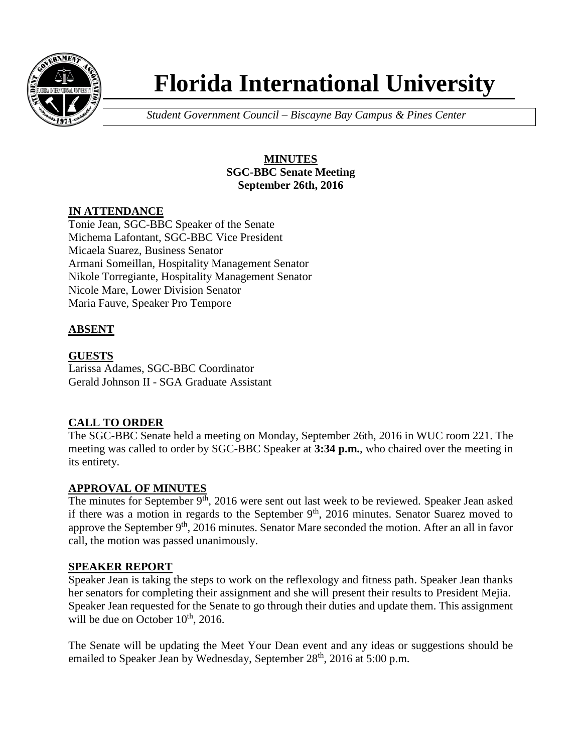# Florida International University

*Student Government Council – Biscayne Bay Campus & Pines Center*

**MINUTES**
**SGC-BBC Senate Meeting**
**September 26th, 2016**

## IN ATTENDANCE

Tonie Jean, SGC-BBC Speaker of the Senate
Michema Lafontant, SGC-BBC Vice President
Micaela Suarez, Business Senator
Armani Someillan, Hospitality Management Senator
Nikole Torregiante, Hospitality Management Senator
Nicole Mare, Lower Division Senator
Maria Fauve, Speaker Pro Tempore

## ABSENT

## GUESTS

Larissa Adames, SGC-BBC Coordinator
Gerald Johnson II - SGA Graduate Assistant

## CALL TO ORDER

The SGC-BBC Senate held a meeting on Monday, September 26th, 2016 in WUC room 221. The meeting was called to order by SGC-BBC Speaker at **3:34 p.m.**, who chaired over the meeting in its entirety.

## APPROVAL OF MINUTES

The minutes for September 9th, 2016 were sent out last week to be reviewed. Speaker Jean asked if there was a motion in regards to the September 9th, 2016 minutes. Senator Suarez moved to approve the September 9th, 2016 minutes. Senator Mare seconded the motion. After an all in favor call, the motion was passed unanimously.

## SPEAKER REPORT

Speaker Jean is taking the steps to work on the reflexology and fitness path. Speaker Jean thanks her senators for completing their assignment and she will present their results to President Mejia. Speaker Jean requested for the Senate to go through their duties and update them. This assignment will be due on October 10th, 2016.

The Senate will be updating the Meet Your Dean event and any ideas or suggestions should be emailed to Speaker Jean by Wednesday, September 28th, 2016 at 5:00 p.m.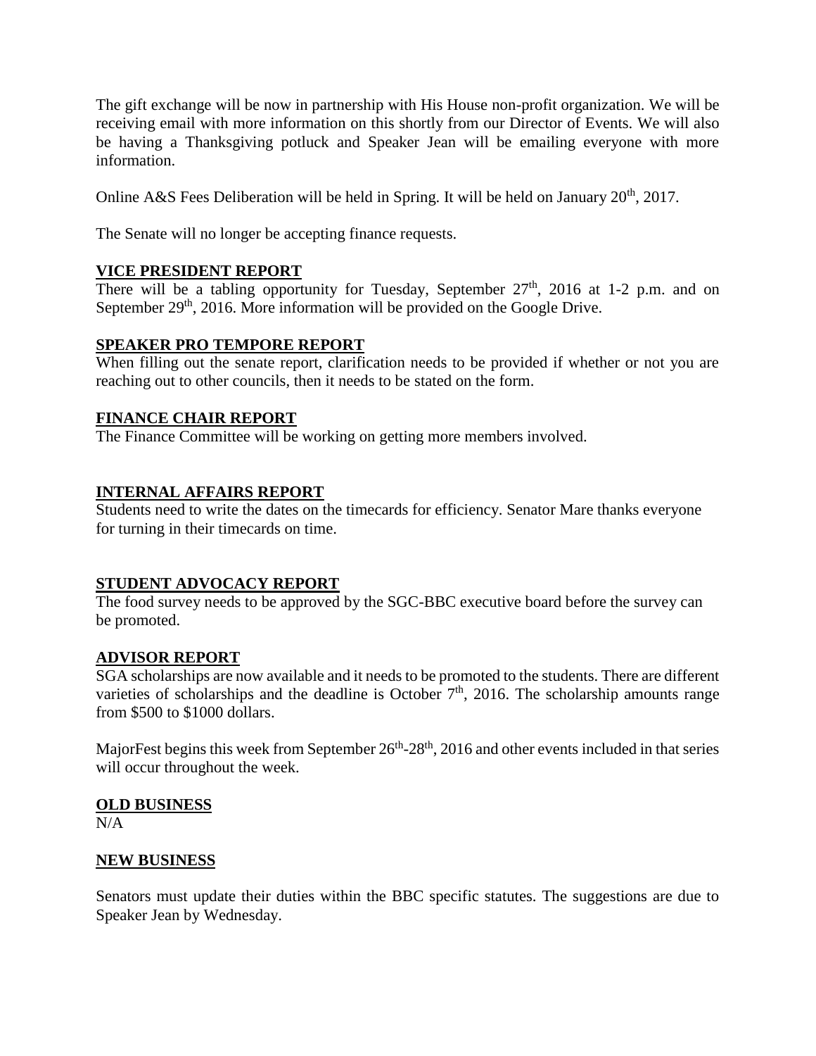The gift exchange will be now in partnership with His House non-profit organization. We will be receiving email with more information on this shortly from our Director of Events. We will also be having a Thanksgiving potluck and Speaker Jean will be emailing everyone with more information.

Online A&S Fees Deliberation will be held in Spring. It will be held on January 20th, 2017.

The Senate will no longer be accepting finance requests.

## VICE PRESIDENT REPORT

There will be a tabling opportunity for Tuesday, September 27th, 2016 at 1-2 p.m. and on September 29th, 2016. More information will be provided on the Google Drive.

## SPEAKER PRO TEMPORE REPORT

When filling out the senate report, clarification needs to be provided if whether or not you are reaching out to other councils, then it needs to be stated on the form.

## FINANCE CHAIR REPORT

The Finance Committee will be working on getting more members involved.

## INTERNAL AFFAIRS REPORT

Students need to write the dates on the timecards for efficiency. Senator Mare thanks everyone for turning in their timecards on time.

## STUDENT ADVOCACY REPORT

The food survey needs to be approved by the SGC-BBC executive board before the survey can be promoted.

## ADVISOR REPORT

SGA scholarships are now available and it needs to be promoted to the students. There are different varieties of scholarships and the deadline is October 7th, 2016. The scholarship amounts range from $500 to $1000 dollars.

MajorFest begins this week from September 26th-28th, 2016 and other events included in that series will occur throughout the week.

## OLD BUSINESS

N/A

## NEW BUSINESS

Senators must update their duties within the BBC specific statutes. The suggestions are due to Speaker Jean by Wednesday.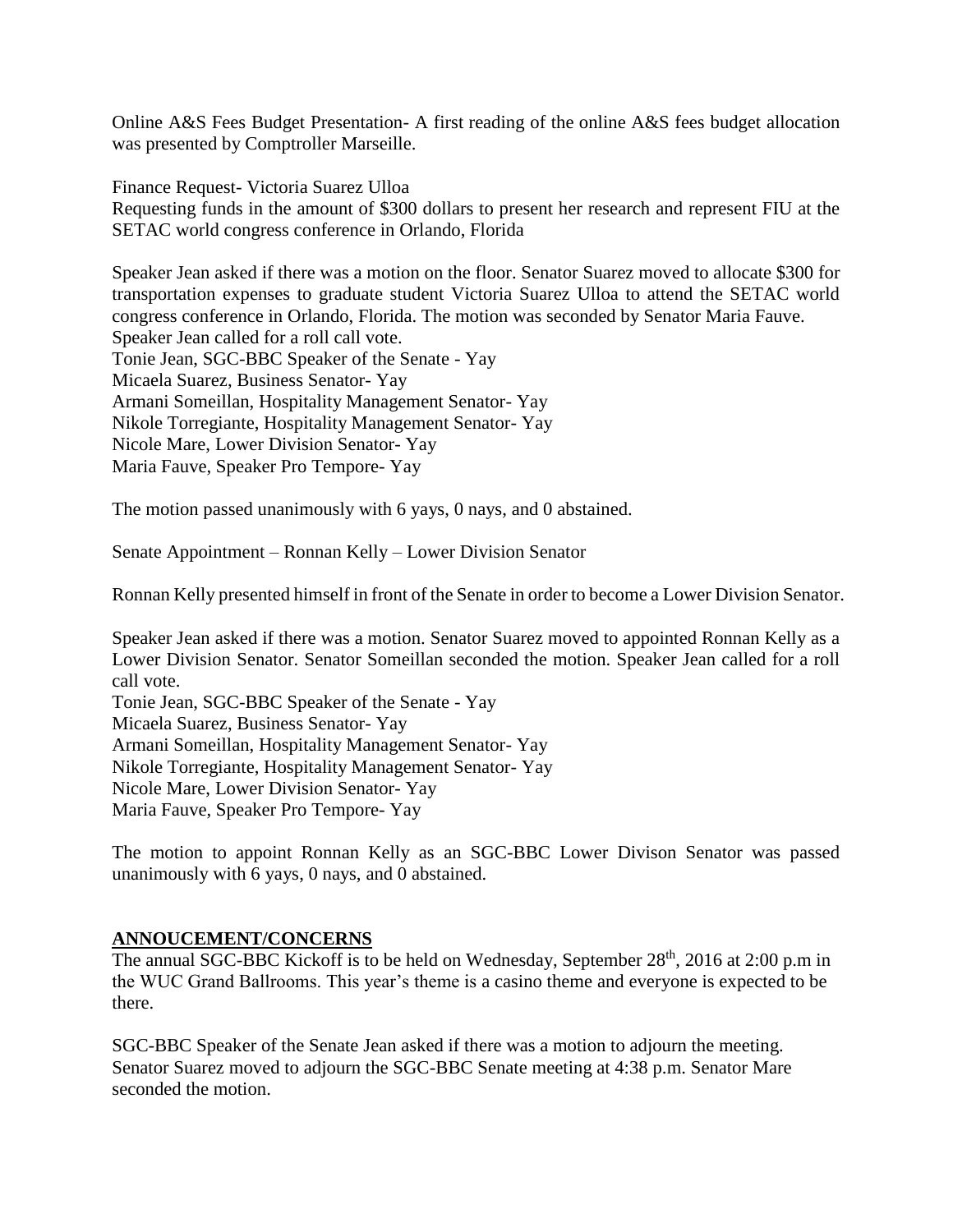Online A&S Fees Budget Presentation- A first reading of the online A&S fees budget allocation was presented by Comptroller Marseille.

Finance Request- Victoria Suarez Ulloa
Requesting funds in the amount of $300 dollars to present her research and represent FIU at the SETAC world congress conference in Orlando, Florida

Speaker Jean asked if there was a motion on the floor. Senator Suarez moved to allocate $300 for transportation expenses to graduate student Victoria Suarez Ulloa to attend the SETAC world congress conference in Orlando, Florida. The motion was seconded by Senator Maria Fauve.
Speaker Jean called for a roll call vote.
Tonie Jean, SGC-BBC Speaker of the Senate - Yay
Micaela Suarez, Business Senator- Yay
Armani Someillan, Hospitality Management Senator- Yay
Nikole Torregiante, Hospitality Management Senator- Yay
Nicole Mare, Lower Division Senator- Yay
Maria Fauve, Speaker Pro Tempore- Yay

The motion passed unanimously with 6 yays, 0 nays, and 0 abstained.

Senate Appointment – Ronnan Kelly – Lower Division Senator

Ronnan Kelly presented himself in front of the Senate in order to become a Lower Division Senator.

Speaker Jean asked if there was a motion. Senator Suarez moved to appointed Ronnan Kelly as a Lower Division Senator. Senator Someillan seconded the motion. Speaker Jean called for a roll call vote.
Tonie Jean, SGC-BBC Speaker of the Senate - Yay
Micaela Suarez, Business Senator- Yay
Armani Someillan, Hospitality Management Senator- Yay
Nikole Torregiante, Hospitality Management Senator- Yay
Nicole Mare, Lower Division Senator- Yay
Maria Fauve, Speaker Pro Tempore- Yay

The motion to appoint Ronnan Kelly as an SGC-BBC Lower Divison Senator was passed unanimously with 6 yays, 0 nays, and 0 abstained.

## ANNOUCEMENT/CONCERNS

The annual SGC-BBC Kickoff is to be held on Wednesday, September 28th, 2016 at 2:00 p.m in the WUC Grand Ballrooms. This year's theme is a casino theme and everyone is expected to be there.

SGC-BBC Speaker of the Senate Jean asked if there was a motion to adjourn the meeting. Senator Suarez moved to adjourn the SGC-BBC Senate meeting at 4:38 p.m. Senator Mare seconded the motion.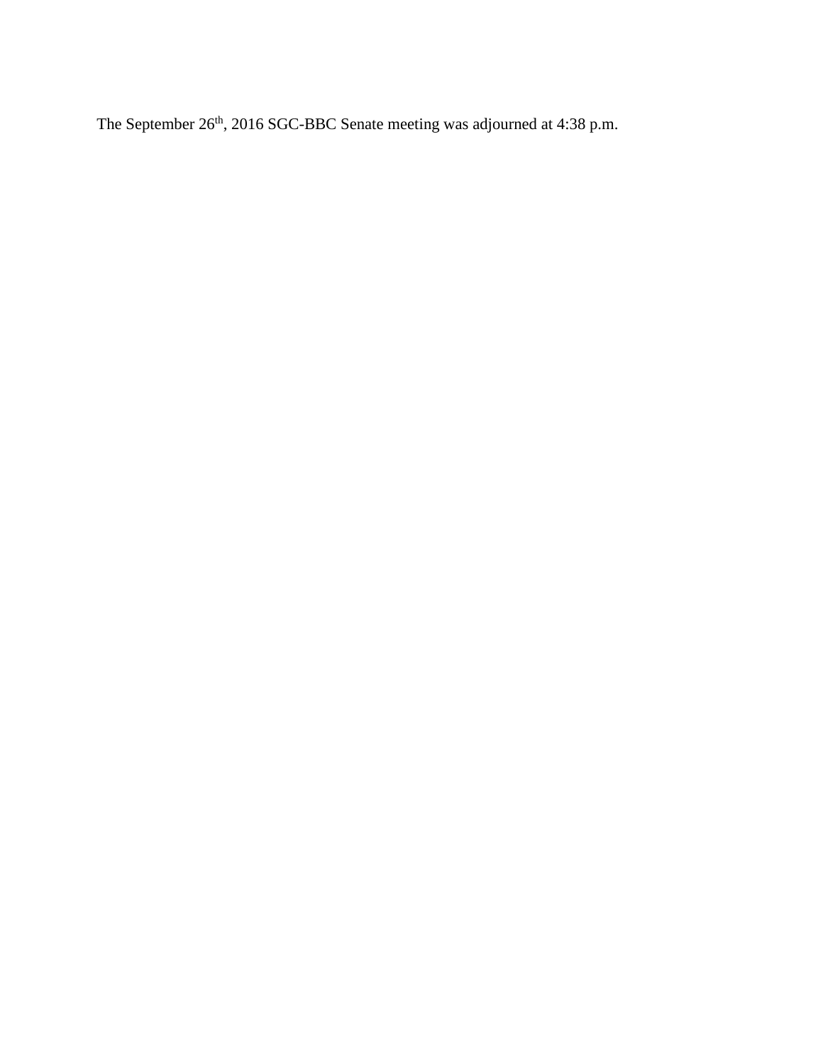The September 26th, 2016 SGC-BBC Senate meeting was adjourned at 4:38 p.m.